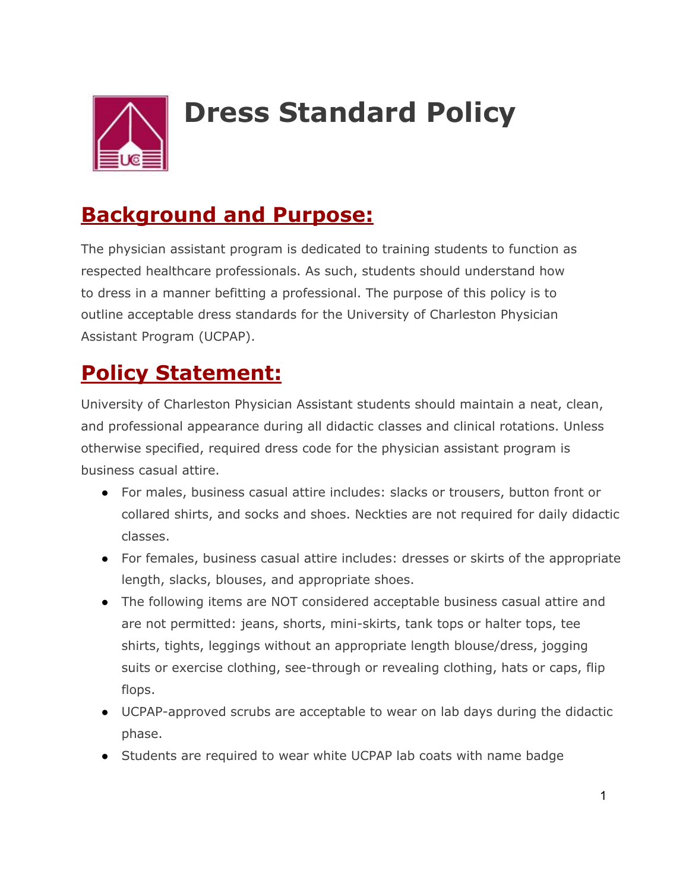# Dress Standard Policy

## Background and Purpose:

The physician assistant program is dedicated to training students to function as respected healthcare professionals. As such, students should understand how to dress in a manner befitting a professional. The purpose of this policy is to outline acceptable dress standards for the University of Charleston Physician Assistant Program (UCPAP).

## Policy Statement:

University of Charleston Physician Assistant students should maintain a neat, clean, and professional appearance during all didactic classes and clinical rotations. Unless otherwise specified, required dress code for the physician assistant program is business casual attire.

- For males, business casual attire includes: slacks or trousers, button front or collared shirts, and socks and shoes. Neckties are not required for daily didactic classes.
- For females, business casual attire includes: dresses or skirts of the appropriate length, slacks, blouses, and appropriate shoes.
- The following items are NOT considered acceptable business casual attire and are not permitted: jeans, shorts, mini-skirts, tank tops or halter tops, tee shirts, tights, leggings without an appropriate length blouse/dress, jogging suits or exercise clothing, see-through or revealing clothing, hats or caps, flip flops.
- UCPAP-approved scrubs are acceptable to wear on lab days during the didactic phase.
- Students are required to wear white UCPAP lab coats with name badge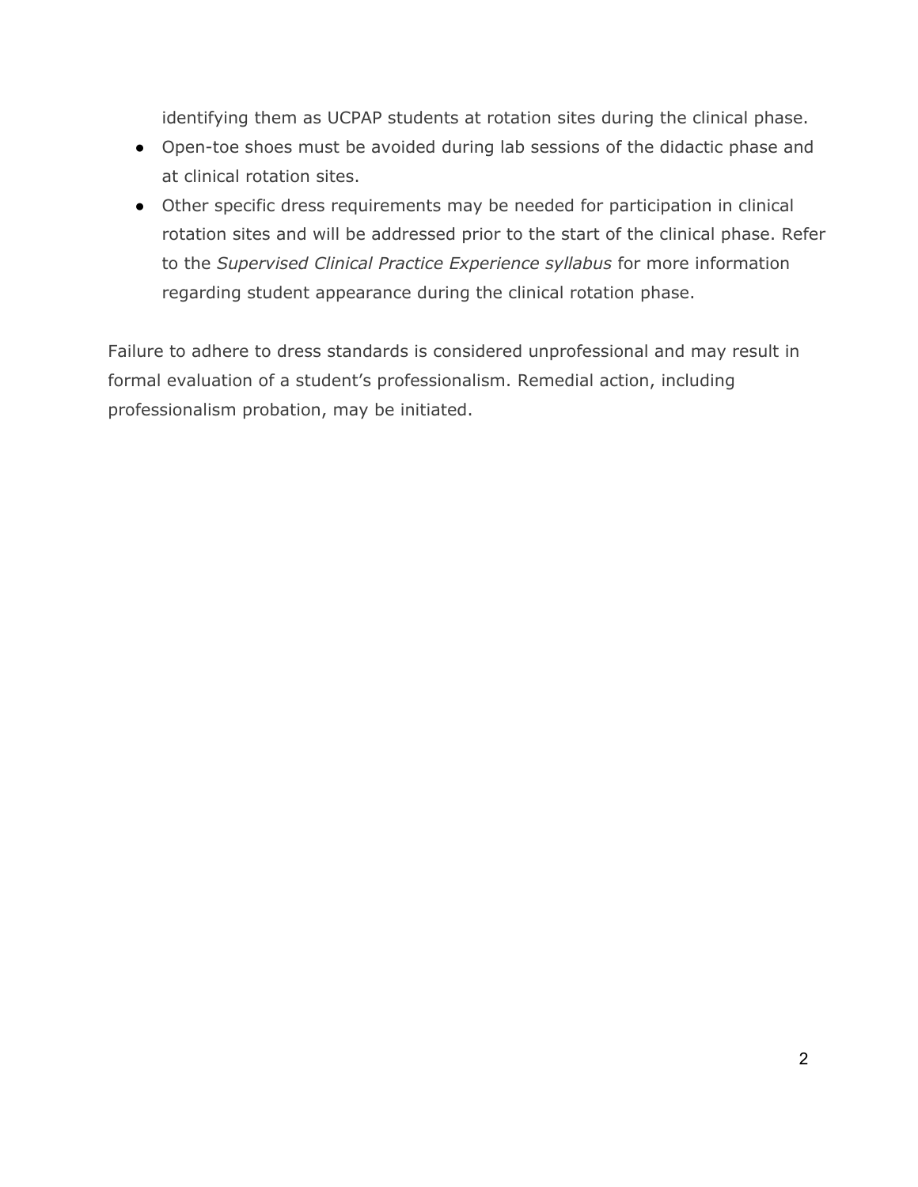identifying them as UCPAP students at rotation sites during the clinical phase.

- Open-toe shoes must be avoided during lab sessions of the didactic phase and at clinical rotation sites.
- Other specific dress requirements may be needed for participation in clinical rotation sites and will be addressed prior to the start of the clinical phase. Refer to the *Supervised Clinical Practice Experience syllabus* for more information regarding student appearance during the clinical rotation phase.

Failure to adhere to dress standards is considered unprofessional and may result in formal evaluation of a student's professionalism. Remedial action, including professionalism probation, may be initiated.